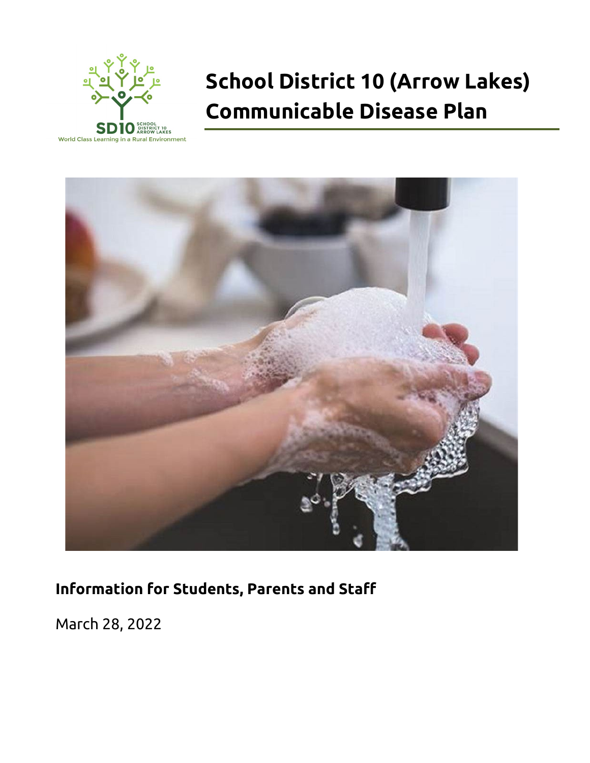# School District 10 (Arrow Lakes) Communicable Disease Plan

**Information for Students, Parents and Staff**

March 28, 2022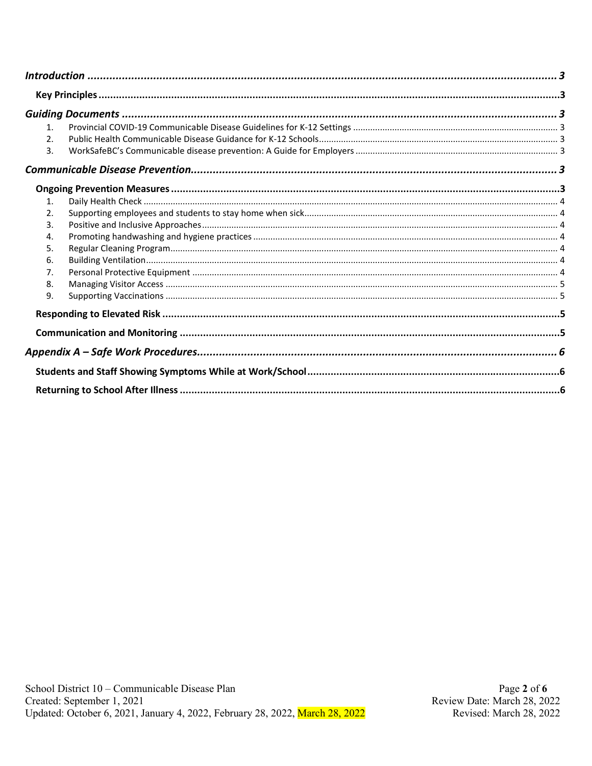*Introduction* ........................................................ 3

**Key Principles** ........................................................ 3

*Guiding Documents* ........................................................ 3

1. Provincial COVID-19 Communicable Disease Guidelines for K-12 Settings ........................................................ 3
2. Public Health Communicable Disease Guidance for K-12 Schools ........................................................ 3
3. WorkSafeBC's Communicable disease prevention: A Guide for Employers ........................................................ 3

*Communicable Disease Prevention* ........................................................ 3

**Ongoing Prevention Measures** ........................................................ 3

1. Daily Health Check ........................................................ 4
2. Supporting employees and students to stay home when sick ........................................................ 4
3. Positive and Inclusive Approaches ........................................................ 4
4. Promoting handwashing and hygiene practices ........................................................ 4
5. Regular Cleaning Program ........................................................ 4
6. Building Ventilation ........................................................ 4
7. Personal Protective Equipment ........................................................ 4
8. Managing Visitor Access ........................................................ 5
9. Supporting Vaccinations ........................................................ 5

**Responding to Elevated Risk** ........................................................ 5

**Communication and Monitoring** ........................................................ 5

*Appendix A – Safe Work Procedures* ........................................................ 6

**Students and Staff Showing Symptoms While at Work/School** ........................................................ 6

**Returning to School After Illness** ........................................................ 6

School District 10 – Communicable Disease Plan
Created: September 1, 2021
Updated: October 6, 2021, January 4, 2022, February 28, 2022, March 28, 2022

Review Date: March 28, 2022
Revised: March 28, 2022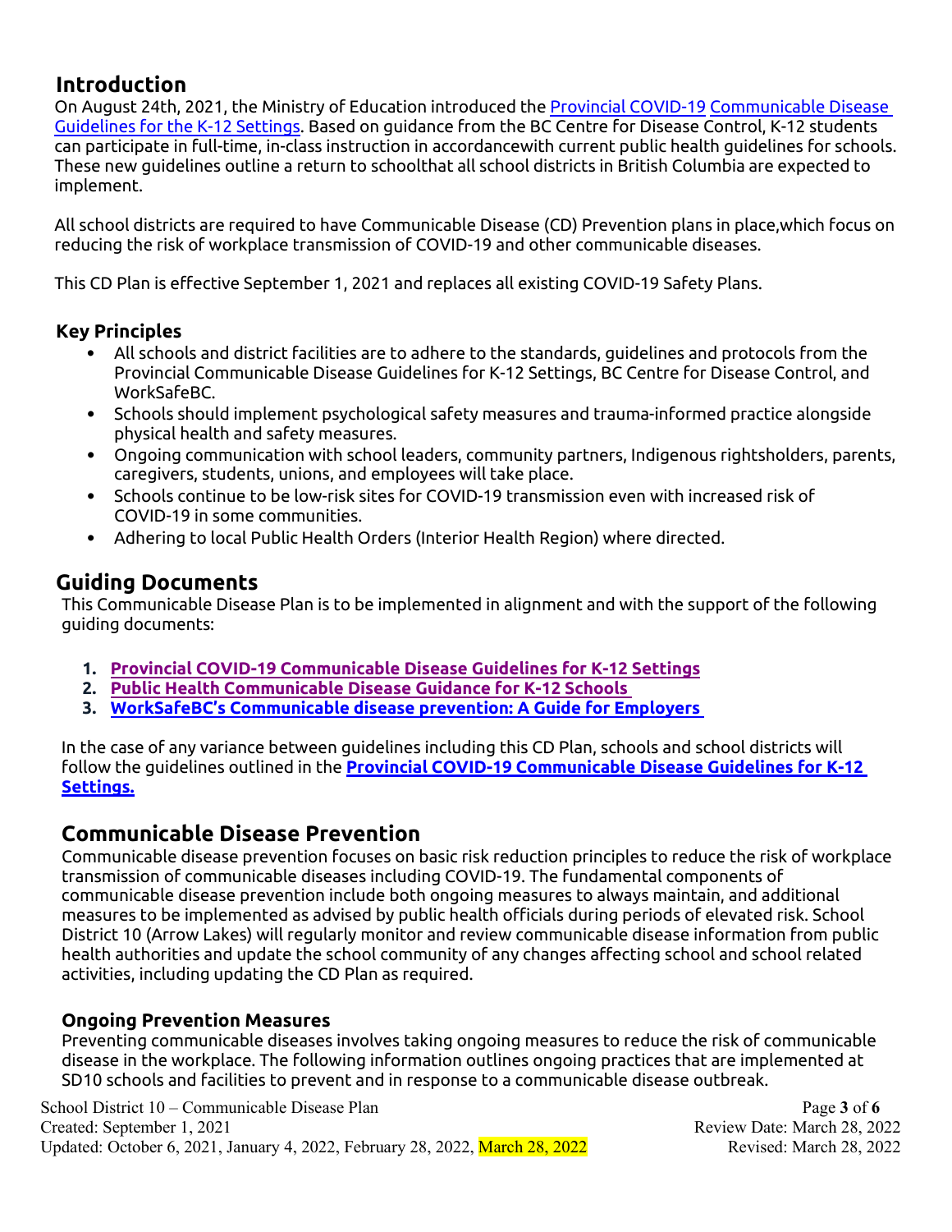## Introduction

On August 24th, 2021, the Ministry of Education introduced the Provincial COVID-19 Communicable Disease Guidelines for the K-12 Settings. Based on guidance from the BC Centre for Disease Control, K-12 students can participate in full-time, in-class instruction in accordancewith current public health guidelines for schools. These new guidelines outline a return to schoolthat all school districts in British Columbia are expected to implement.

All school districts are required to have Communicable Disease (CD) Prevention plans in place,which focus on reducing the risk of workplace transmission of COVID-19 and other communicable diseases.

This CD Plan is effective September 1, 2021 and replaces all existing COVID-19 Safety Plans.

### Key Principles

- All schools and district facilities are to adhere to the standards, guidelines and protocols from the Provincial Communicable Disease Guidelines for K-12 Settings, BC Centre for Disease Control, and WorkSafeBC.
- Schools should implement psychological safety measures and trauma-informed practice alongside physical health and safety measures.
- Ongoing communication with school leaders, community partners, Indigenous rightsholders, parents, caregivers, students, unions, and employees will take place.
- Schools continue to be low-risk sites for COVID-19 transmission even with increased risk of COVID-19 in some communities.
- Adhering to local Public Health Orders (Interior Health Region) where directed.

## Guiding Documents

This Communicable Disease Plan is to be implemented in alignment and with the support of the following guiding documents:

1. **Provincial COVID-19 Communicable Disease Guidelines for K-12 Settings**
2. **Public Health Communicable Disease Guidance for K-12 Schools**
3. **WorkSafeBC's Communicable disease prevention: A Guide for Employers**

In the case of any variance between guidelines including this CD Plan, schools and school districts will follow the guidelines outlined in the **Provincial COVID-19 Communicable Disease Guidelines for K-12 Settings.**

## Communicable Disease Prevention

Communicable disease prevention focuses on basic risk reduction principles to reduce the risk of workplace transmission of communicable diseases including COVID-19. The fundamental components of communicable disease prevention include both ongoing measures to always maintain, and additional measures to be implemented as advised by public health officials during periods of elevated risk. School District 10 (Arrow Lakes) will regularly monitor and review communicable disease information from public health authorities and update the school community of any changes affecting school and school related activities, including updating the CD Plan as required.

### Ongoing Prevention Measures

Preventing communicable diseases involves taking ongoing measures to reduce the risk of communicable disease in the workplace. The following information outlines ongoing practices that are implemented at SD10 schools and facilities to prevent and in response to a communicable disease outbreak.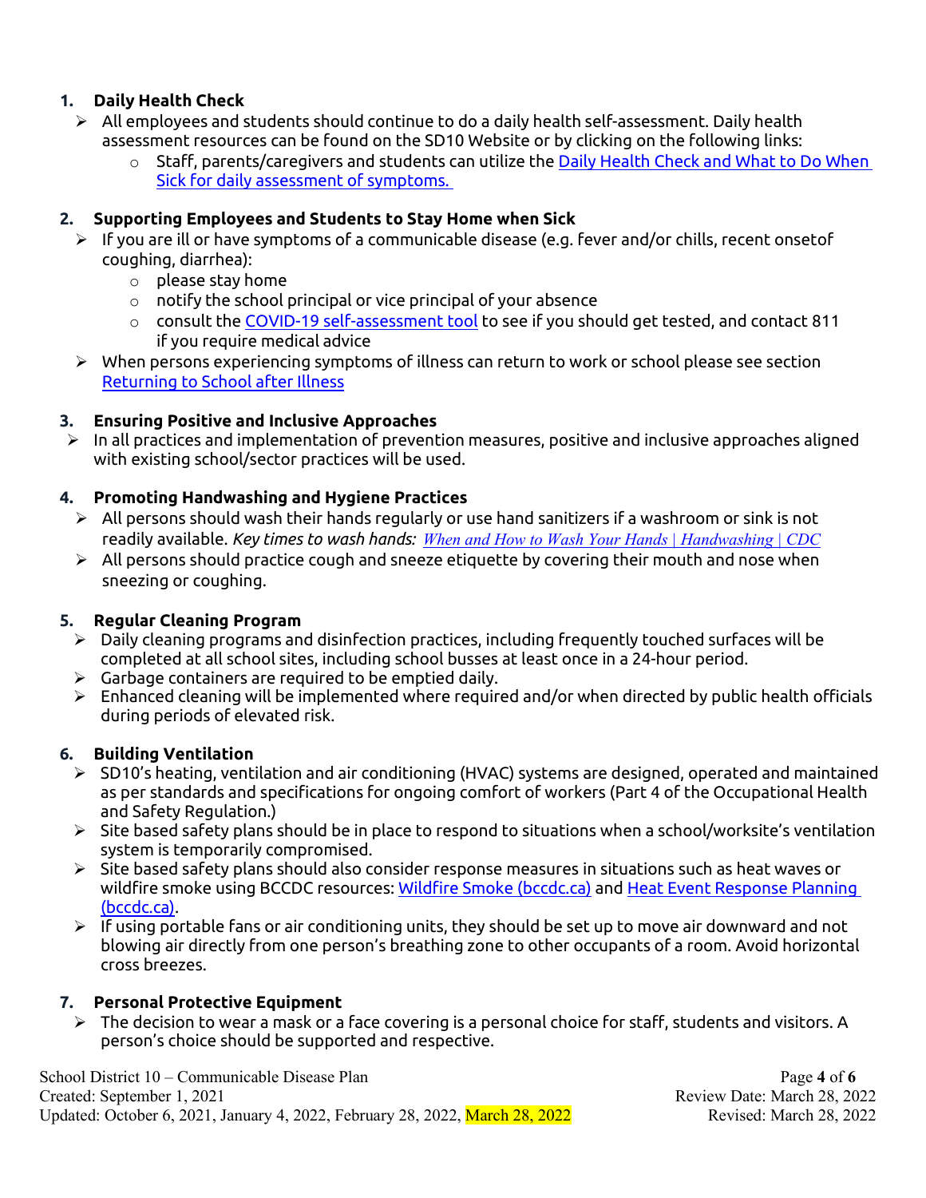1. **Daily Health Check**
   - All employees and students should continue to do a daily health self-assessment. Daily health assessment resources can be found on the SD10 Website or by clicking on the following links:
     - Staff, parents/caregivers and students can utilize the Daily Health Check and What to Do When Sick for daily assessment of symptoms.

2. **Supporting Employees and Students to Stay Home when Sick**
   - If you are ill or have symptoms of a communicable disease (e.g. fever and/or chills, recent onsetof coughing, diarrhea):
     - please stay home
     - notify the school principal or vice principal of your absence
     - consult the COVID-19 self-assessment tool to see if you should get tested, and contact 811 if you require medical advice
   - When persons experiencing symptoms of illness can return to work or school please see section Returning to School after Illness

3. **Ensuring Positive and Inclusive Approaches**
   - In all practices and implementation of prevention measures, positive and inclusive approaches aligned with existing school/sector practices will be used.

4. **Promoting Handwashing and Hygiene Practices**
   - All persons should wash their hands regularly or use hand sanitizers if a washroom or sink is not readily available. *Key times to wash hands: When and How to Wash Your Hands | Handwashing | CDC*
   - All persons should practice cough and sneeze etiquette by covering their mouth and nose when sneezing or coughing.

5. **Regular Cleaning Program**
   - Daily cleaning programs and disinfection practices, including frequently touched surfaces will be completed at all school sites, including school busses at least once in a 24-hour period.
   - Garbage containers are required to be emptied daily.
   - Enhanced cleaning will be implemented where required and/or when directed by public health officials during periods of elevated risk.

6. **Building Ventilation**
   - SD10's heating, ventilation and air conditioning (HVAC) systems are designed, operated and maintained as per standards and specifications for ongoing comfort of workers (Part 4 of the Occupational Health and Safety Regulation.)
   - Site based safety plans should be in place to respond to situations when a school/worksite's ventilation system is temporarily compromised.
   - Site based safety plans should also consider response measures in situations such as heat waves or wildfire smoke using BCCDC resources: Wildfire Smoke (bccdc.ca) and Heat Event Response Planning (bccdc.ca).
   - If using portable fans or air conditioning units, they should be set up to move air downward and not blowing air directly from one person's breathing zone to other occupants of a room. Avoid horizontal cross breezes.

7. **Personal Protective Equipment**
   - The decision to wear a mask or a face covering is a personal choice for staff, students and visitors. A person's choice should be supported and respective.

School District 10 – Communicable Disease Plan
Created: September 1, 2021
Updated: October 6, 2021, January 4, 2022, February 28, 2022, March 28, 2022
Review Date: March 28, 2022
Revised: March 28, 2022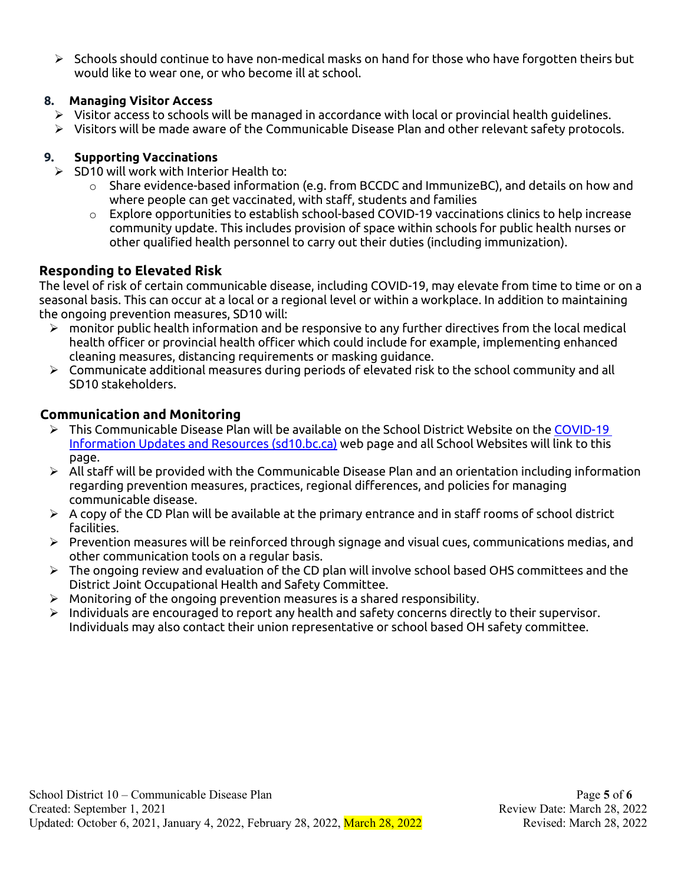- Schools should continue to have non-medical masks on hand for those who have forgotten theirs but would like to wear one, or who become ill at school.

8. **Managing Visitor Access**
   - Visitor access to schools will be managed in accordance with local or provincial health guidelines.
   - Visitors will be made aware of the Communicable Disease Plan and other relevant safety protocols.

9. **Supporting Vaccinations**
   - SD10 will work with Interior Health to:
     - Share evidence-based information (e.g. from BCCDC and ImmunizeBC), and details on how and where people can get vaccinated, with staff, students and families
     - Explore opportunities to establish school-based COVID-19 vaccinations clinics to help increase community update. This includes provision of space within schools for public health nurses or other qualified health personnel to carry out their duties (including immunization).

## Responding to Elevated Risk

The level of risk of certain communicable disease, including COVID-19, may elevate from time to time or on a seasonal basis. This can occur at a local or a regional level or within a workplace. In addition to maintaining the ongoing prevention measures, SD10 will:

- monitor public health information and be responsive to any further directives from the local medical health officer or provincial health officer which could include for example, implementing enhanced cleaning measures, distancing requirements or masking guidance.
- Communicate additional measures during periods of elevated risk to the school community and all SD10 stakeholders.

## Communication and Monitoring

- This Communicable Disease Plan will be available on the School District Website on the [COVID-19 Information Updates and Resources (sd10.bc.ca)]() web page and all School Websites will link to this page.
- All staff will be provided with the Communicable Disease Plan and an orientation including information regarding prevention measures, practices, regional differences, and policies for managing communicable disease.
- A copy of the CD Plan will be available at the primary entrance and in staff rooms of school district facilities.
- Prevention measures will be reinforced through signage and visual cues, communications medias, and other communication tools on a regular basis.
- The ongoing review and evaluation of the CD plan will involve school based OHS committees and the District Joint Occupational Health and Safety Committee.
- Monitoring of the ongoing prevention measures is a shared responsibility.
- Individuals are encouraged to report any health and safety concerns directly to their supervisor. Individuals may also contact their union representative or school based OH safety committee.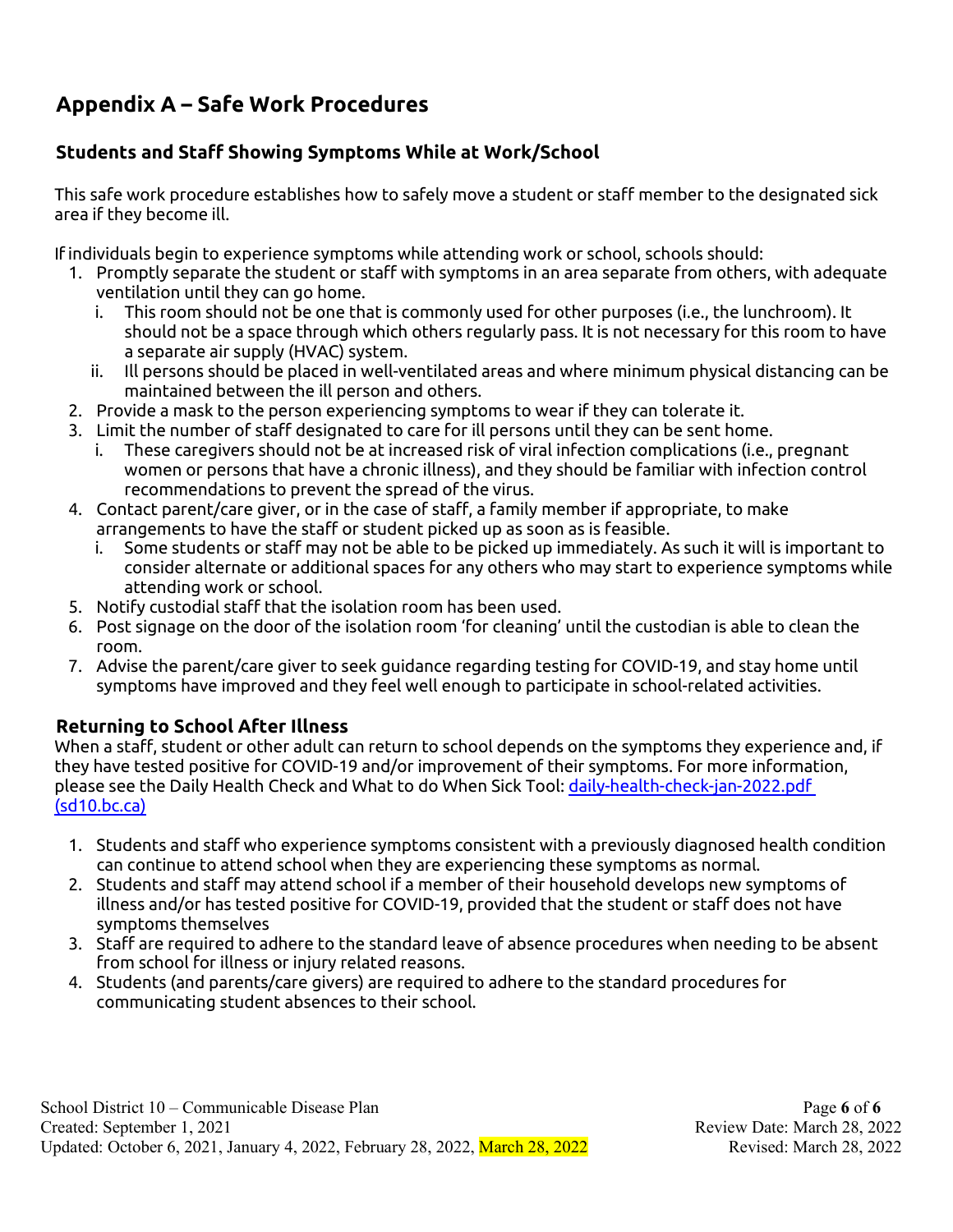# Appendix A – Safe Work Procedures

## Students and Staff Showing Symptoms While at Work/School

This safe work procedure establishes how to safely move a student or staff member to the designated sick area if they become ill.

If individuals begin to experience symptoms while attending work or school, schools should:

1. Promptly separate the student or staff with symptoms in an area separate from others, with adequate ventilation until they can go home.
   i. This room should not be one that is commonly used for other purposes (i.e., the lunchroom). It should not be a space through which others regularly pass. It is not necessary for this room to have a separate air supply (HVAC) system.
   ii. Ill persons should be placed in well-ventilated areas and where minimum physical distancing can be maintained between the ill person and others.
2. Provide a mask to the person experiencing symptoms to wear if they can tolerate it.
3. Limit the number of staff designated to care for ill persons until they can be sent home.
   i. These caregivers should not be at increased risk of viral infection complications (i.e., pregnant women or persons that have a chronic illness), and they should be familiar with infection control recommendations to prevent the spread of the virus.
4. Contact parent/care giver, or in the case of staff, a family member if appropriate, to make arrangements to have the staff or student picked up as soon as is feasible.
   i. Some students or staff may not be able to be picked up immediately. As such it will is important to consider alternate or additional spaces for any others who may start to experience symptoms while attending work or school.
5. Notify custodial staff that the isolation room has been used.
6. Post signage on the door of the isolation room 'for cleaning' until the custodian is able to clean the room.
7. Advise the parent/care giver to seek guidance regarding testing for COVID-19, and stay home until symptoms have improved and they feel well enough to participate in school-related activities.

## Returning to School After Illness

When a staff, student or other adult can return to school depends on the symptoms they experience and, if they have tested positive for COVID-19 and/or improvement of their symptoms. For more information, please see the Daily Health Check and What to do When Sick Tool: daily-health-check-jan-2022.pdf (sd10.bc.ca)

1. Students and staff who experience symptoms consistent with a previously diagnosed health condition can continue to attend school when they are experiencing these symptoms as normal.
2. Students and staff may attend school if a member of their household develops new symptoms of illness and/or has tested positive for COVID-19, provided that the student or staff does not have symptoms themselves
3. Staff are required to adhere to the standard leave of absence procedures when needing to be absent from school for illness or injury related reasons.
4. Students (and parents/care givers) are required to adhere to the standard procedures for communicating student absences to their school.